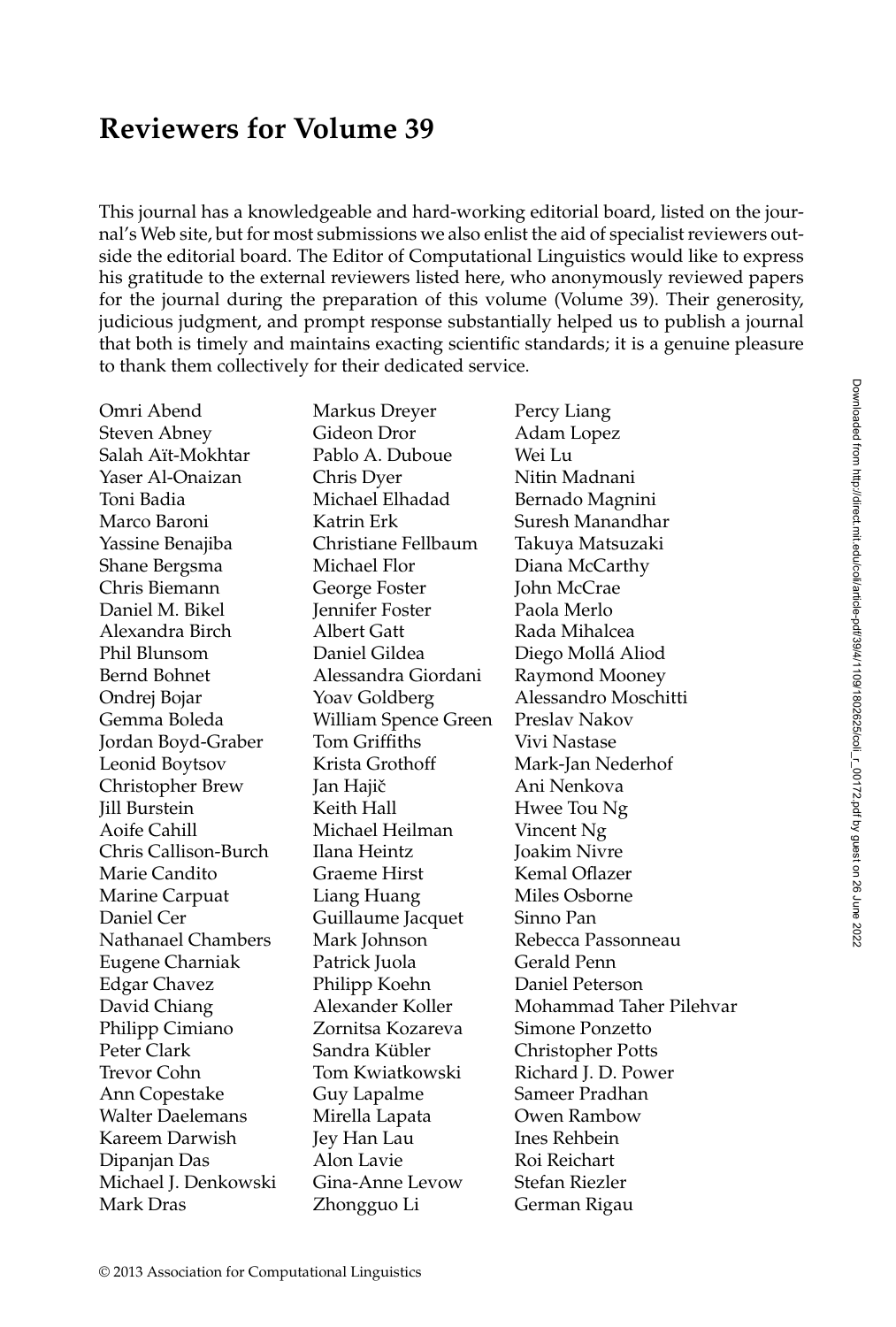# Reviewers for Volume 39

This journal has a knowledgeable and hard-working editorial board, listed on the journal's Web site, but for most submissions we also enlist the aid of specialist reviewers outside the editorial board. The Editor of Computational Linguistics would like to express his gratitude to the external reviewers listed here, who anonymously reviewed papers for the journal during the preparation of this volume (Volume 39). Their generosity, judicious judgment, and prompt response substantially helped us to publish a journal that both is timely and maintains exacting scientific standards; it is a genuine pleasure to thank them collectively for their dedicated service.

Omri Abend
Steven Abney
Salah Aït-Mokhtar
Yaser Al-Onaizan
Toni Badia
Marco Baroni
Yassine Benajiba
Shane Bergsma
Chris Biemann
Daniel M. Bikel
Alexandra Birch
Phil Blunsom
Bernd Bohnet
Ondrej Bojar
Gemma Boleda
Jordan Boyd-Graber
Leonid Boytsov
Christopher Brew
Jill Burstein
Aoife Cahill
Chris Callison-Burch
Marie Candito
Marine Carpuat
Daniel Cer
Nathanael Chambers
Eugene Charniak
Edgar Chavez
David Chiang
Philipp Cimiano
Peter Clark
Trevor Cohn
Ann Copestake
Walter Daelemans
Kareem Darwish
Dipanjan Das
Michael J. Denkowski
Mark Dras
Markus Dreyer
Gideon Dror
Pablo A. Duboue
Chris Dyer
Michael Elhadad
Katrin Erk
Christiane Fellbaum
Michael Flor
George Foster
Jennifer Foster
Albert Gatt
Daniel Gildea
Alessandra Giordani
Yoav Goldberg
William Spence Green
Tom Griffiths
Krista Grothoff
Jan Hajič
Keith Hall
Michael Heilman
Ilana Heintz
Graeme Hirst
Liang Huang
Guillaume Jacquet
Mark Johnson
Patrick Juola
Philipp Koehn
Alexander Koller
Zornitsa Kozareva
Sandra Kübler
Tom Kwiatkowski
Guy Lapalme
Mirella Lapata
Jey Han Lau
Alon Lavie
Gina-Anne Levow
Zhongguo Li
Percy Liang
Adam Lopez
Wei Lu
Nitin Madnani
Bernado Magnini
Suresh Manandhar
Takuya Matsuzaki
Diana McCarthy
John McCrae
Paola Merlo
Rada Mihalcea
Diego Mollá Aliod
Raymond Mooney
Alessandro Moschitti
Preslav Nakov
Vivi Nastase
Mark-Jan Nederhof
Ani Nenkova
Hwee Tou Ng
Vincent Ng
Joakim Nivre
Kemal Oflazer
Miles Osborne
Sinno Pan
Rebecca Passonneau
Gerald Penn
Daniel Peterson
Mohammad Taher Pilehvar
Simone Ponzetto
Christopher Potts
Richard J. D. Power
Sameer Pradhan
Owen Rambow
Ines Rehbein
Roi Reichart
Stefan Riezler
German Rigau

© 2013 Association for Computational Linguistics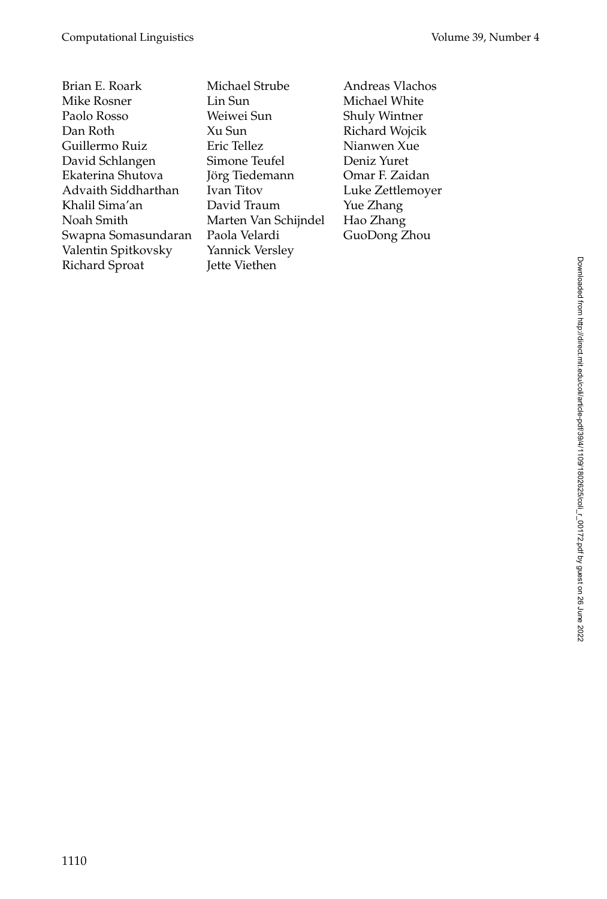Brian E. Roark
Mike Rosner
Paolo Rosso
Dan Roth
Guillermo Ruiz
David Schlangen
Ekaterina Shutova
Advaith Siddharthan
Khalil Sima'an
Noah Smith
Swapna Somasundaran
Valentin Spitkovsky
Richard Sproat
Michael Strube
Lin Sun
Weiwei Sun
Xu Sun
Eric Tellez
Simone Teufel
Jörg Tiedemann
Ivan Titov
David Traum
Marten Van Schijndel
Paola Velardi
Yannick Versley
Jette Viethen
Andreas Vlachos
Michael White
Shuly Wintner
Richard Wojcik
Nianwen Xue
Deniz Yuret
Omar F. Zaidan
Luke Zettlemoyer
Yue Zhang
Hao Zhang
GuoDong Zhou